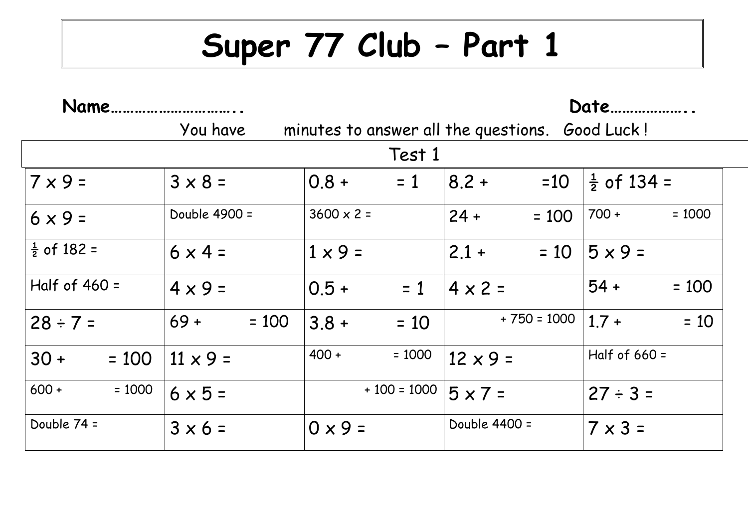# Super 77 Club – Part 1

**Name…………………………..** **Date………………..**

You have minutes to answer all the questions. Good Luck !

| Test 1 | | | | |
|---|---|---|---|---|
| 7 x 9 = | 3 x 8 = | 0.8 + = 1 | 8.2 + =10 | ½ of 134 = |
| 6 x 9 = | Double 4900 = | 3600 x 2 = | 24 + = 100 | 700 + = 1000 |
| ½ of 182 = | 6 x 4 = | 1 x 9 = | 2.1 + = 10 | 5 x 9 = |
| Half of 460 = | 4 x 9 = | 0.5 + = 1 | 4 x 2 = | 54 + = 100 |
| 28 ÷ 7 = | 69 + = 100 | 3.8 + = 10 | + 750 = 1000 | 1.7 + = 10 |
| 30 + = 100 | 11 x 9 = | 400 + = 1000 | 12 x 9 = | Half of 660 = |
| 600 + = 1000 | 6 x 5 = | + 100 = 1000 | 5 x 7 = | 27 ÷ 3 = |
| Double 74 = | 3 x 6 = | 0 x 9 = | Double 4400 = | 7 x 3 = |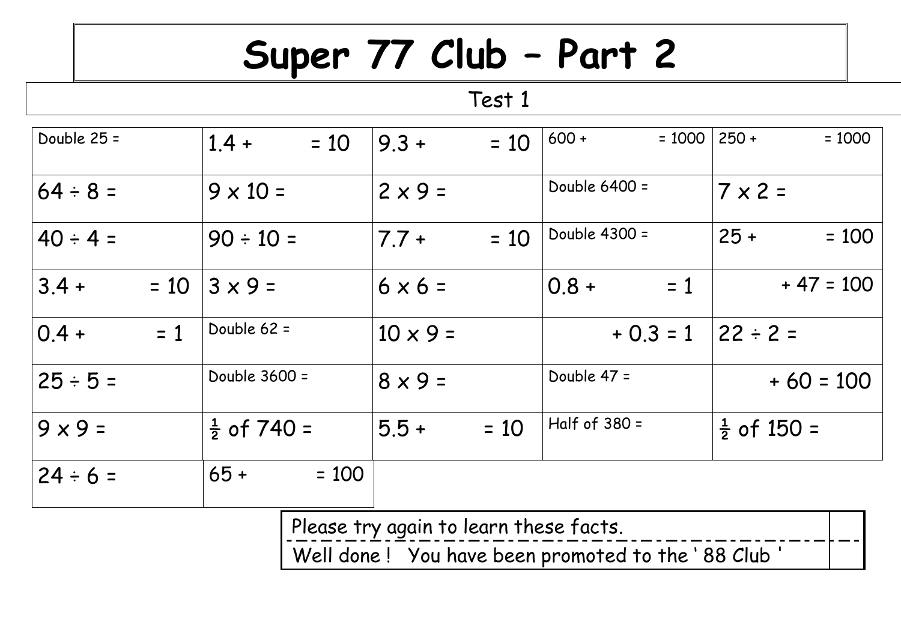# Super 77 Club – Part 2

Test 1

| | | | | |
|---|---|---|---|---|
| Double 25 = | 1.4 + = 10 | 9.3 + = 10 | 600 + = 1000 | 250 + = 1000 |
| 64 ÷ 8 = | 9 x 10 = | 2 x 9 = | Double 6400 = | 7 x 2 = |
| 40 ÷ 4 = | 90 ÷ 10 = | 7.7 + = 10 | Double 4300 = | 25 + = 100 |
| 3.4 + = 10 | 3 x 9 = | 6 x 6 = | 0.8 + = 1 | + 47 = 100 |
| 0.4 + = 1 | Double 62 = | 10 x 9 = | + 0.3 = 1 | 22 ÷ 2 = |
| 25 ÷ 5 = | Double 3600 = | 8 x 9 = | Double 47 = | + 60 = 100 |
| 9 x 9 = | ½ of 740 = | 5.5 + = 10 | Half of 380 = | ½ of 150 = |
| 24 ÷ 6 = | 65 + = 100 | | | |

| | |
|---|---|
| Please try again to learn these facts. | |
| Well done ! You have been promoted to the ' 88 Club ' | |